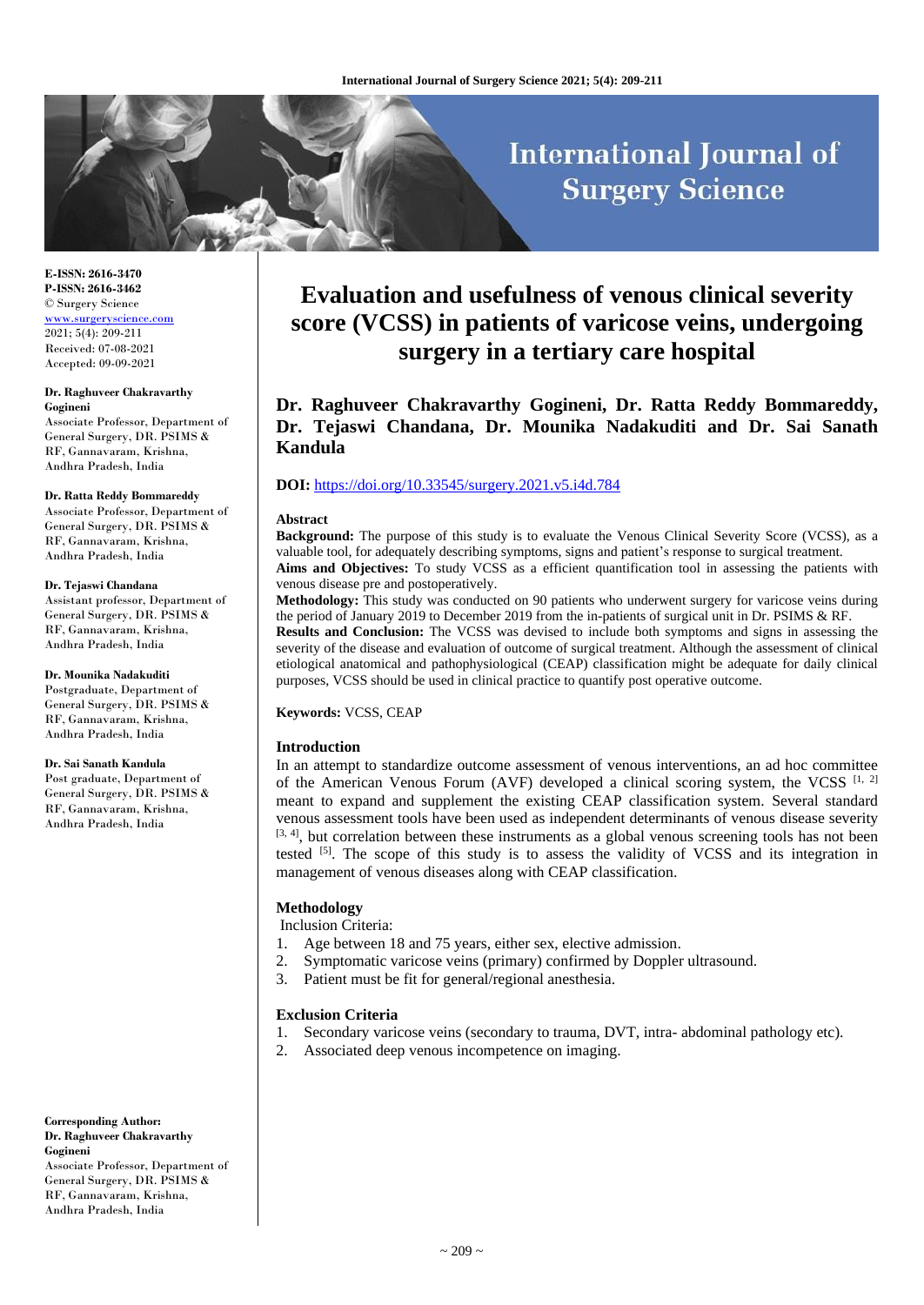**E-ISSN: 2616-3470**
**P-ISSN: 2616-3462**
© Surgery Science
www.surgeryscience.com
2021; 5(4): 209-211
Received: 07-08-2021
Accepted: 09-09-2021

**Dr. Raghuveer Chakravarthy Gogineni**
Associate Professor, Department of General Surgery, DR. PSIMS & RF, Gannavaram, Krishna, Andhra Pradesh, India

**Dr. Ratta Reddy Bommareddy**
Associate Professor, Department of General Surgery, DR. PSIMS & RF, Gannavaram, Krishna, Andhra Pradesh, India

**Dr. Tejaswi Chandana**
Assistant professor, Department of General Surgery, DR. PSIMS & RF, Gannavaram, Krishna, Andhra Pradesh, India

**Dr. Mounika Nadakuditi**
Postgraduate, Department of General Surgery, DR. PSIMS & RF, Gannavaram, Krishna, Andhra Pradesh, India

**Dr. Sai Sanath Kandula**
Post graduate, Department of General Surgery, DR. PSIMS & RF, Gannavaram, Krishna, Andhra Pradesh, India

**Corresponding Author:**
**Dr. Raghuveer Chakravarthy Gogineni**
Associate Professor, Department of General Surgery, DR. PSIMS & RF, Gannavaram, Krishna, Andhra Pradesh, India

# Evaluation and usefulness of venous clinical severity score (VCSS) in patients of varicose veins, undergoing surgery in a tertiary care hospital

**Dr. Raghuveer Chakravarthy Gogineni, Dr. Ratta Reddy Bommareddy, Dr. Tejaswi Chandana, Dr. Mounika Nadakuditi and Dr. Sai Sanath Kandula**

**DOI:** https://doi.org/10.33545/surgery.2021.v5.i4d.784

## Abstract

**Background:** The purpose of this study is to evaluate the Venous Clinical Severity Score (VCSS), as a valuable tool, for adequately describing symptoms, signs and patient's response to surgical treatment.

**Aims and Objectives:** To study VCSS as a efficient quantification tool in assessing the patients with venous disease pre and postoperatively.

**Methodology:** This study was conducted on 90 patients who underwent surgery for varicose veins during the period of January 2019 to December 2019 from the in-patients of surgical unit in Dr. PSIMS & RF.

**Results and Conclusion:** The VCSS was devised to include both symptoms and signs in assessing the severity of the disease and evaluation of outcome of surgical treatment. Although the assessment of clinical etiological anatomical and pathophysiological (CEAP) classification might be adequate for daily clinical purposes, VCSS should be used in clinical practice to quantify post operative outcome.

**Keywords:** VCSS, CEAP

## Introduction

In an attempt to standardize outcome assessment of venous interventions, an ad hoc committee of the American Venous Forum (AVF) developed a clinical scoring system, the VCSS [1, 2] meant to expand and supplement the existing CEAP classification system. Several standard venous assessment tools have been used as independent determinants of venous disease severity [3, 4], but correlation between these instruments as a global venous screening tools has not been tested [5]. The scope of this study is to assess the validity of VCSS and its integration in management of venous diseases along with CEAP classification.

## Methodology

Inclusion Criteria:

1. Age between 18 and 75 years, either sex, elective admission.
2. Symptomatic varicose veins (primary) confirmed by Doppler ultrasound.
3. Patient must be fit for general/regional anesthesia.

### Exclusion Criteria

1. Secondary varicose veins (secondary to trauma, DVT, intra- abdominal pathology etc).
2. Associated deep venous incompetence on imaging.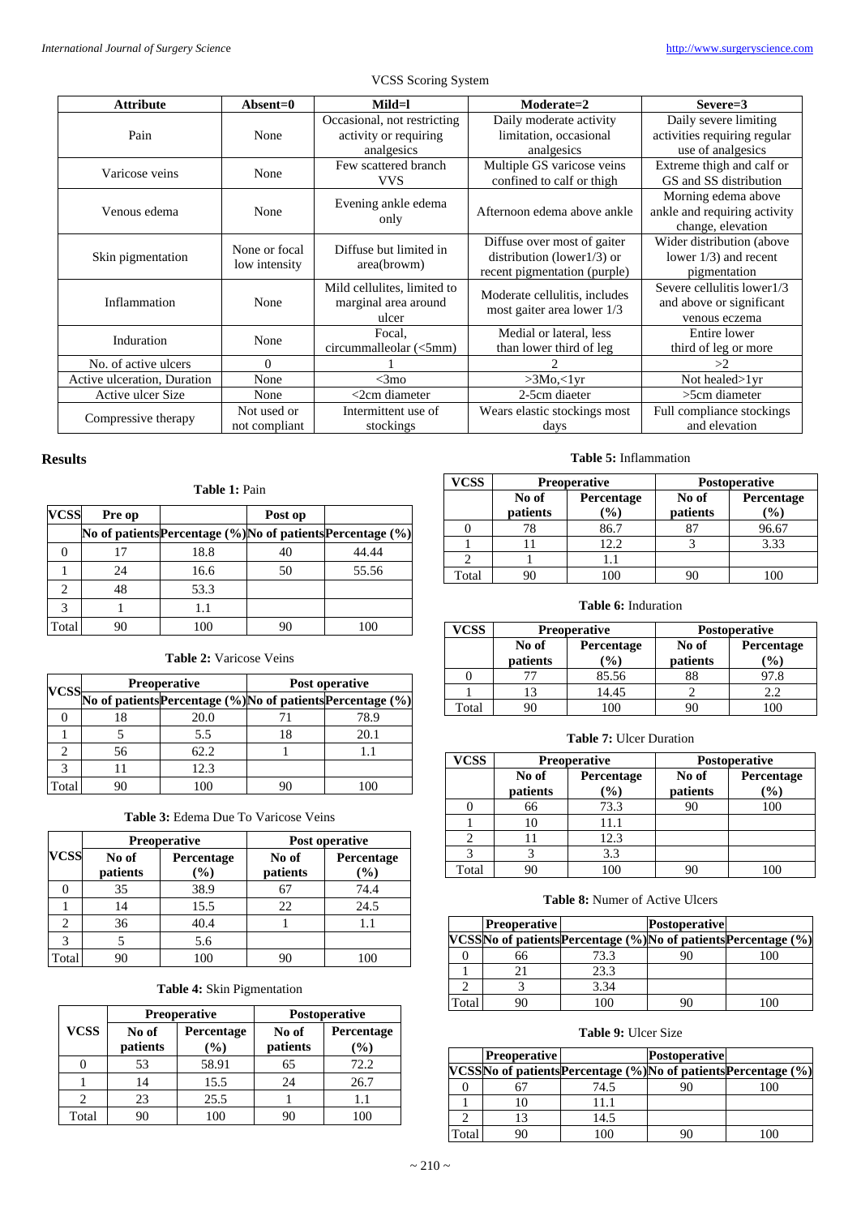VCSS Scoring System

| Attribute | Absent=0 | Mild=l | Moderate=2 | Severe=3 |
|---|---|---|---|---|
| Pain | None | Occasional, not restricting activity or requiring analgesics | Daily moderate activity limitation, occasional analgesics | Daily severe limiting activities requiring regular use of analgesics |
| Varicose veins | None | Few scattered branch VVS | Multiple GS varicose veins confined to calf or thigh | Extreme thigh and calf or GS and SS distribution |
| Venous edema | None | Evening ankle edema only | Afternoon edema above ankle | Morning edema above ankle and requiring activity change, elevation |
| Skin pigmentation | None or focal low intensity | Diffuse but limited in area(browm) | Diffuse over most of gaiter distribution (lower1/3) or recent pigmentation (purple) | Wider distribution (above lower 1/3) and recent pigmentation |
| Inflammation | None | Mild cellulites, limited to marginal area around ulcer | Moderate cellulitis, includes most gaiter area lower 1/3 | Severe cellulitis lower1/3 and above or significant venous eczema |
| Induration | None | Focal, circummalleolar (<5mm) | Medial or lateral, less than lower third of leg | Entire lower third of leg or more |
| No. of active ulcers | 0 | 1 | 2 | >2 |
| Active ulceration, Duration | None | <3mo | >3Mo,<1yr | Not healed>1yr |
| Active ulcer Size | None | <2cm diameter | 2-5cm diaeter | >5cm diameter |
| Compressive therapy | Not used or not compliant | Intermittent use of stockings | Wears elastic stockings most days | Full compliance stockings and elevation |

## Results

**Table 1:** Pain

| VCSS | Pre op | | Post op | |
|---|---|---|---|---|
| | No of patients | Percentage (%) | No of patients | Percentage (%) |
| 0 | 17 | 18.8 | 40 | 44.44 |
| 1 | 24 | 16.6 | 50 | 55.56 |
| 2 | 48 | 53.3 | | |
| 3 | 1 | 1.1 | | |
| Total | 90 | 100 | 90 | 100 |

**Table 2:** Varicose Veins

| VCSS | Preoperative | | Post operative | |
|---|---|---|---|---|
| | No of patients | Percentage (%) | No of patients | Percentage (%) |
| 0 | 18 | 20.0 | 71 | 78.9 |
| 1 | 5 | 5.5 | 18 | 20.1 |
| 2 | 56 | 62.2 | 1 | 1.1 |
| 3 | 11 | 12.3 | | |
| Total | 90 | 100 | 90 | 100 |

**Table 3:** Edema Due To Varicose Veins

| VCSS | Preoperative | | Post operative | |
|---|---|---|---|---|
| | No of patients | Percentage (%) | No of patients | Percentage (%) |
| 0 | 35 | 38.9 | 67 | 74.4 |
| 1 | 14 | 15.5 | 22 | 24.5 |
| 2 | 36 | 40.4 | 1 | 1.1 |
| 3 | 5 | 5.6 | | |
| Total | 90 | 100 | 90 | 100 |

**Table 4:** Skin Pigmentation

| VCSS | Preoperative | | Postoperative | |
|---|---|---|---|---|
| | No of patients | Percentage (%) | No of patients | Percentage (%) |
| 0 | 53 | 58.91 | 65 | 72.2 |
| 1 | 14 | 15.5 | 24 | 26.7 |
| 2 | 23 | 25.5 | 1 | 1.1 |
| Total | 90 | 100 | 90 | 100 |

**Table 5:** Inflammation

| VCSS | Preoperative | | Postoperative | |
|---|---|---|---|---|
| | No of patients | Percentage (%) | No of patients | Percentage (%) |
| 0 | 78 | 86.7 | 87 | 96.67 |
| 1 | 11 | 12.2 | 3 | 3.33 |
| 2 | 1 | 1.1 | | |
| Total | 90 | 100 | 90 | 100 |

**Table 6:** Induration

| VCSS | Preoperative | | Postoperative | |
|---|---|---|---|---|
| | No of patients | Percentage (%) | No of patients | Percentage (%) |
| 0 | 77 | 85.56 | 88 | 97.8 |
| 1 | 13 | 14.45 | 2 | 2.2 |
| Total | 90 | 100 | 90 | 100 |

**Table 7:** Ulcer Duration

| VCSS | Preoperative | | Postoperative | |
|---|---|---|---|---|
| | No of patients | Percentage (%) | No of patients | Percentage (%) |
| 0 | 66 | 73.3 | 90 | 100 |
| 1 | 10 | 11.1 | | |
| 2 | 11 | 12.3 | | |
| 3 | 3 | 3.3 | | |
| Total | 90 | 100 | 90 | 100 |

**Table 8:** Numer of Active Ulcers

| | Preoperative | | Postoperative | |
|---|---|---|---|---|
| VCSS | No of patients | Percentage (%) | No of patients | Percentage (%) |
| 0 | 66 | 73.3 | 90 | 100 |
| 1 | 21 | 23.3 | | |
| 2 | 3 | 3.34 | | |
| Total | 90 | 100 | 90 | 100 |

**Table 9:** Ulcer Size

| | Preoperative | | Postoperative | |
|---|---|---|---|---|
| VCSS | No of patients | Percentage (%) | No of patients | Percentage (%) |
| 0 | 67 | 74.5 | 90 | 100 |
| 1 | 10 | 11.1 | | |
| 2 | 13 | 14.5 | | |
| Total | 90 | 100 | 90 | 100 |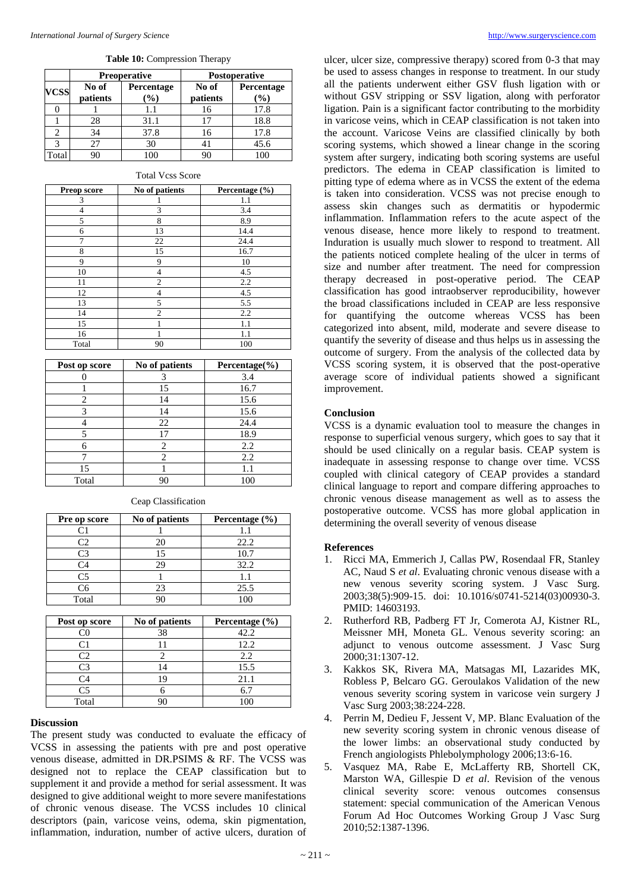**Table 10:** Compression Therapy

| VCSS | Preoperative | | Postoperative | |
|---|---|---|---|---|
| | No of patients | Percentage (%) | No of patients | Percentage (%) |
| 0 | 1 | 1.1 | 16 | 17.8 |
| 1 | 28 | 31.1 | 17 | 18.8 |
| 2 | 34 | 37.8 | 16 | 17.8 |
| 3 | 27 | 30 | 41 | 45.6 |
| Total | 90 | 100 | 90 | 100 |

Total Vcss Score

| Preop score | No of patients | Percentage (%) |
|---|---|---|
| 3 | 1 | 1.1 |
| 4 | 3 | 3.4 |
| 5 | 8 | 8.9 |
| 6 | 13 | 14.4 |
| 7 | 22 | 24.4 |
| 8 | 15 | 16.7 |
| 9 | 9 | 10 |
| 10 | 4 | 4.5 |
| 11 | 2 | 2.2 |
| 12 | 4 | 4.5 |
| 13 | 5 | 5.5 |
| 14 | 2 | 2.2 |
| 15 | 1 | 1.1 |
| 16 | 1 | 1.1 |
| Total | 90 | 100 |

| Post op score | No of patients | Percentage(%) |
|---|---|---|
| 0 | 3 | 3.4 |
| 1 | 15 | 16.7 |
| 2 | 14 | 15.6 |
| 3 | 14 | 15.6 |
| 4 | 22 | 24.4 |
| 5 | 17 | 18.9 |
| 6 | 2 | 2.2 |
| 7 | 2 | 2.2 |
| 15 | 1 | 1.1 |
| Total | 90 | 100 |

Ceap Classification

| Pre op score | No of patients | Percentage (%) |
|---|---|---|
| C1 | 1 | 1.1 |
| C2 | 20 | 22.2 |
| C3 | 15 | 10.7 |
| C4 | 29 | 32.2 |
| C5 | 1 | 1.1 |
| C6 | 23 | 25.5 |
| Total | 90 | 100 |

| Post op score | No of patients | Percentage (%) |
|---|---|---|
| C0 | 38 | 42.2 |
| C1 | 11 | 12.2 |
| C2 | 2 | 2.2 |
| C3 | 14 | 15.5 |
| C4 | 19 | 21.1 |
| C5 | 6 | 6.7 |
| Total | 90 | 100 |

## Discussion

The present study was conducted to evaluate the efficacy of VCSS in assessing the patients with pre and post operative venous disease, admitted in DR.PSIMS & RF. The VCSS was designed not to replace the CEAP classification but to supplement it and provide a method for serial assessment. It was designed to give additional weight to more severe manifestations of chronic venous disease. The VCSS includes 10 clinical descriptors (pain, varicose veins, odema, skin pigmentation, inflammation, induration, number of active ulcers, duration of ulcer, ulcer size, compressive therapy) scored from 0-3 that may be used to assess changes in response to treatment. In our study all the patients underwent either GSV flush ligation with or without GSV stripping or SSV ligation, along with perforator ligation. Pain is a significant factor contributing to the morbidity in varicose veins, which in CEAP classification is not taken into the account. Varicose Veins are classified clinically by both scoring systems, which showed a linear change in the scoring system after surgery, indicating both scoring systems are useful predictors. The edema in CEAP classification is limited to pitting type of edema where as in VCSS the extent of the edema is taken into consideration. VCSS was not precise enough to assess skin changes such as dermatitis or hypodermic inflammation. Inflammation refers to the acute aspect of the venous disease, hence more likely to respond to treatment. Induration is usually much slower to respond to treatment. All the patients noticed complete healing of the ulcer in terms of size and number after treatment. The need for compression therapy decreased in post-operative period. The CEAP classification has good intraobserver reproducibility, however the broad classifications included in CEAP are less responsive for quantifying the outcome whereas VCSS has been categorized into absent, mild, moderate and severe disease to quantify the severity of disease and thus helps us in assessing the outcome of surgery. From the analysis of the collected data by VCSS scoring system, it is observed that the post-operative average score of individual patients showed a significant improvement.

## Conclusion

VCSS is a dynamic evaluation tool to measure the changes in response to superficial venous surgery, which goes to say that it should be used clinically on a regular basis. CEAP system is inadequate in assessing response to change over time. VCSS coupled with clinical category of CEAP provides a standard clinical language to report and compare differing approaches to chronic venous disease management as well as to assess the postoperative outcome. VCSS has more global application in determining the overall severity of venous disease

## References

1. Ricci MA, Emmerich J, Callas PW, Rosendaal FR, Stanley AC, Naud S *et al*. Evaluating chronic venous disease with a new venous severity scoring system. J Vasc Surg. 2003;38(5):909-15. doi: 10.1016/s0741-5214(03)00930-3. PMID: 14603193.
2. Rutherford RB, Padberg FT Jr, Comerota AJ, Kistner RL, Meissner MH, Moneta GL. Venous severity scoring: an adjunct to venous outcome assessment. J Vasc Surg 2000;31:1307-12.
3. Kakkos SK, Rivera MA, Matsagas MI, Lazarides MK, Robless P, Belcaro GG. Geroulakos Validation of the new venous severity scoring system in varicose vein surgery J Vasc Surg 2003;38:224-228.
4. Perrin M, Dedieu F, Jessent V, MP. Blanc Evaluation of the new severity scoring system in chronic venous disease of the lower limbs: an observational study conducted by French angiologists Phlebolymphology 2006;13:6-16.
5. Vasquez MA, Rabe E, McLafferty RB, Shortell CK, Marston WA, Gillespie D *et al*. Revision of the venous clinical severity score: venous outcomes consensus statement: special communication of the American Venous Forum Ad Hoc Outcomes Working Group J Vasc Surg 2010;52:1387-1396.